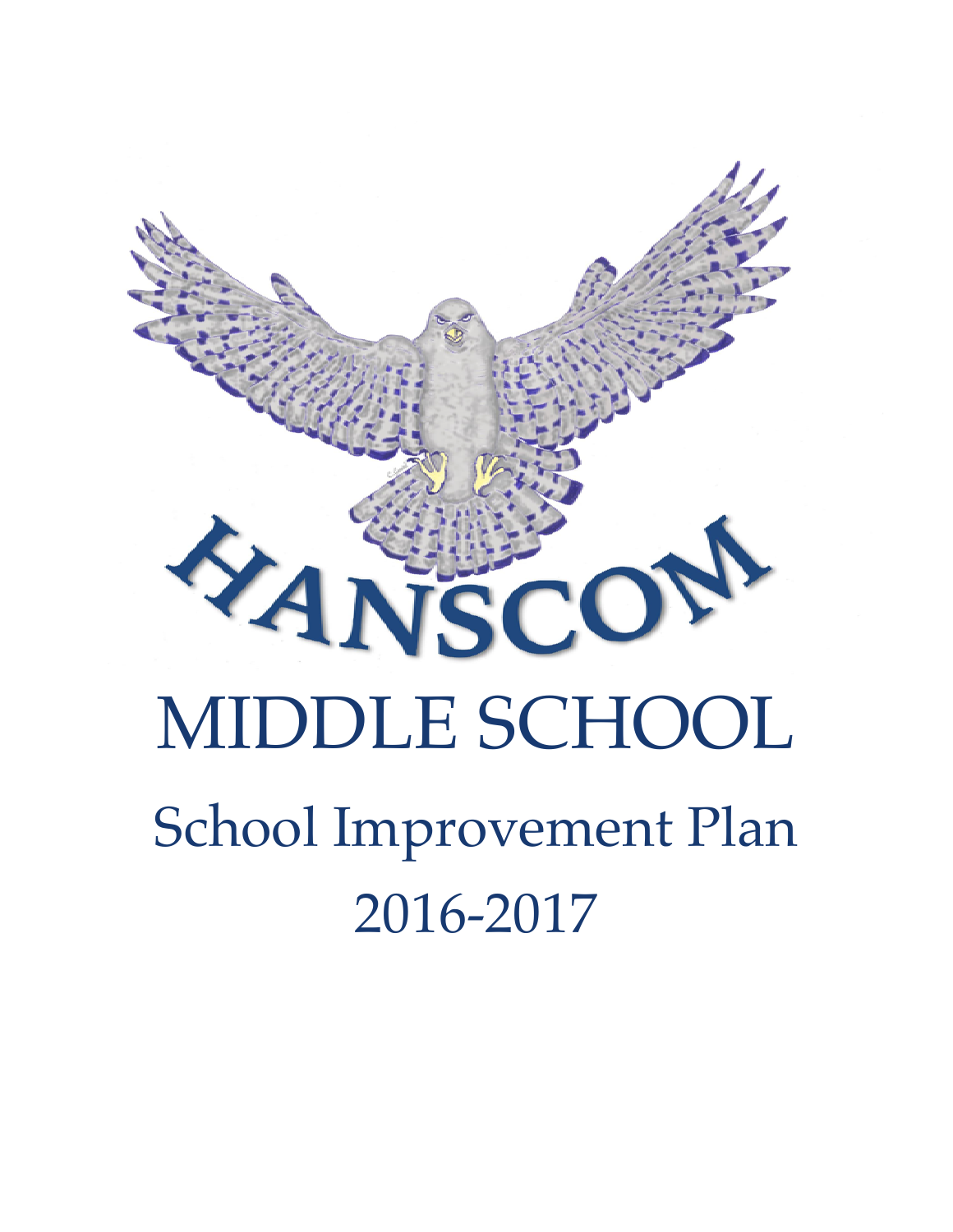HANSCOM

# MIDDLE SCHOOL

## School Improvement Plan

## 2016-2017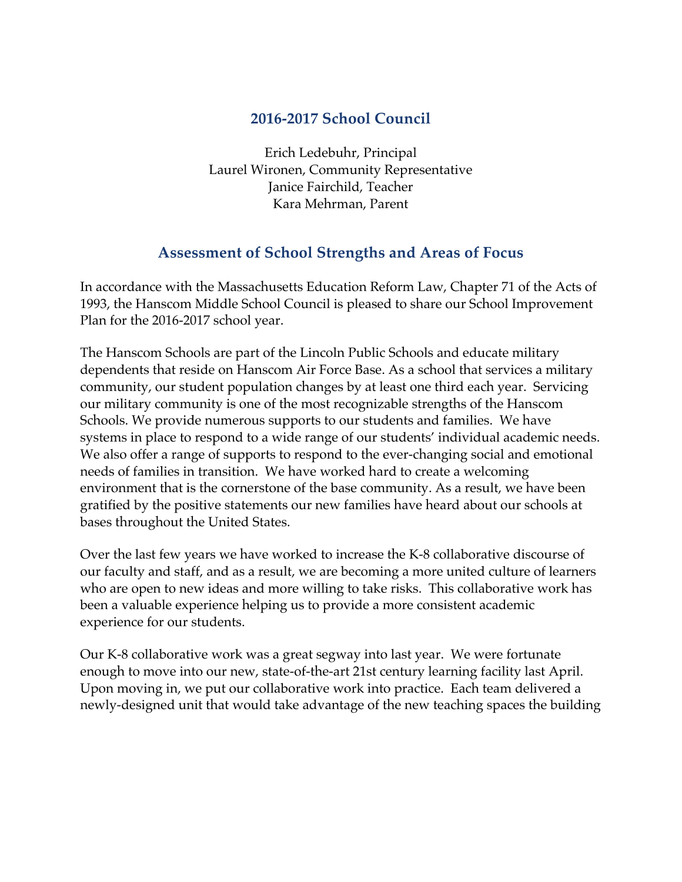## 2016-2017 School Council

Erich Ledebuhr, Principal
Laurel Wironen, Community Representative
Janice Fairchild, Teacher
Kara Mehrman, Parent

## Assessment of School Strengths and Areas of Focus

In accordance with the Massachusetts Education Reform Law, Chapter 71 of the Acts of 1993, the Hanscom Middle School Council is pleased to share our School Improvement Plan for the 2016-2017 school year.

The Hanscom Schools are part of the Lincoln Public Schools and educate military dependents that reside on Hanscom Air Force Base. As a school that services a military community, our student population changes by at least one third each year. Servicing our military community is one of the most recognizable strengths of the Hanscom Schools. We provide numerous supports to our students and families. We have systems in place to respond to a wide range of our students' individual academic needs. We also offer a range of supports to respond to the ever-changing social and emotional needs of families in transition. We have worked hard to create a welcoming environment that is the cornerstone of the base community. As a result, we have been gratified by the positive statements our new families have heard about our schools at bases throughout the United States.

Over the last few years we have worked to increase the K-8 collaborative discourse of our faculty and staff, and as a result, we are becoming a more united culture of learners who are open to new ideas and more willing to take risks. This collaborative work has been a valuable experience helping us to provide a more consistent academic experience for our students.

Our K-8 collaborative work was a great segway into last year. We were fortunate enough to move into our new, state-of-the-art 21st century learning facility last April. Upon moving in, we put our collaborative work into practice. Each team delivered a newly-designed unit that would take advantage of the new teaching spaces the building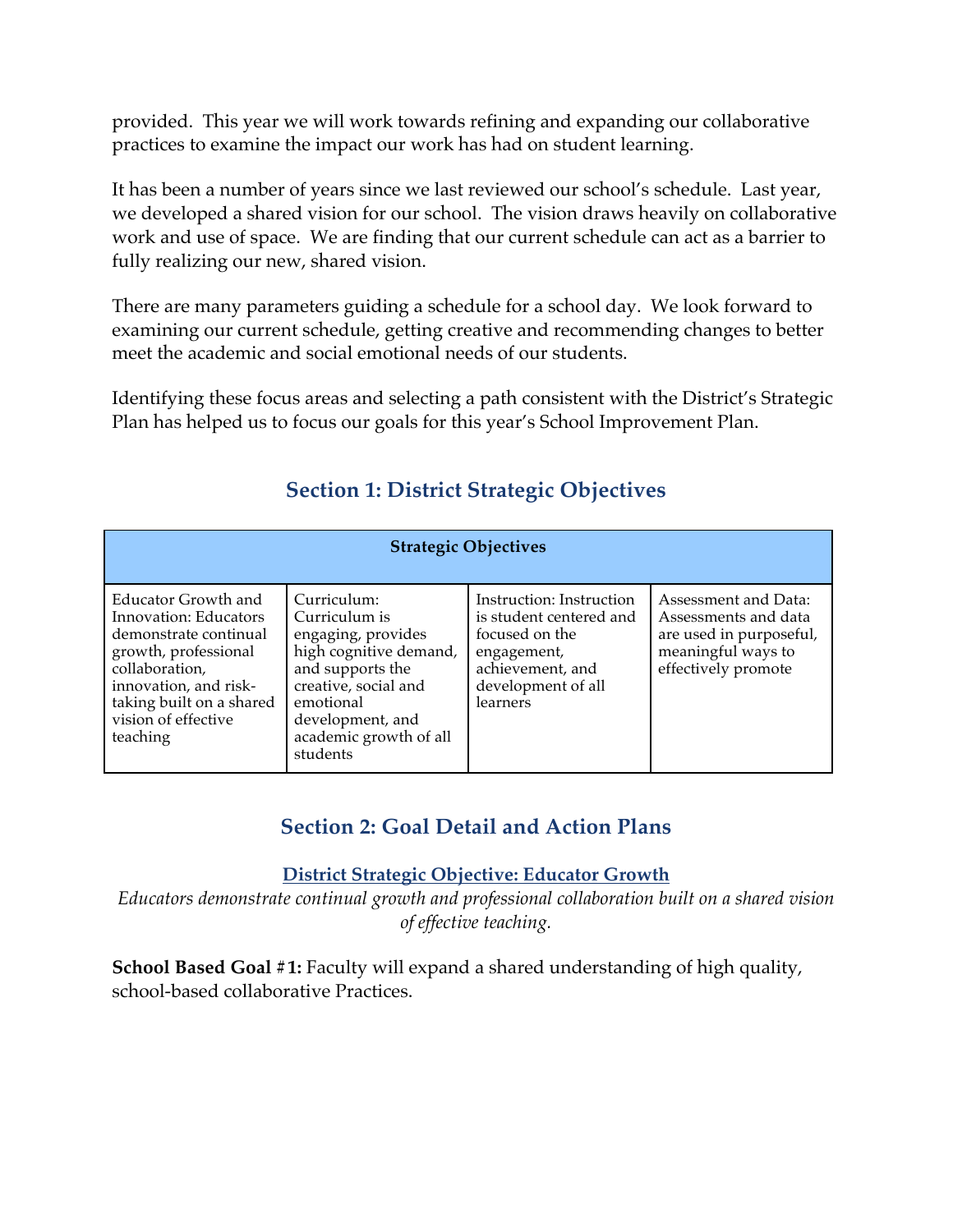provided. This year we will work towards refining and expanding our collaborative practices to examine the impact our work has had on student learning.

It has been a number of years since we last reviewed our school's schedule. Last year, we developed a shared vision for our school. The vision draws heavily on collaborative work and use of space. We are finding that our current schedule can act as a barrier to fully realizing our new, shared vision.

There are many parameters guiding a schedule for a school day. We look forward to examining our current schedule, getting creative and recommending changes to better meet the academic and social emotional needs of our students.

Identifying these focus areas and selecting a path consistent with the District's Strategic Plan has helped us to focus our goals for this year's School Improvement Plan.

## Section 1: District Strategic Objectives

| **Strategic Objectives** | | | |
|---|---|---|---|
| Educator Growth and Innovation: Educators demonstrate continual growth, professional collaboration, innovation, and risk-taking built on a shared vision of effective teaching | Curriculum: Curriculum is engaging, provides high cognitive demand, and supports the creative, social and emotional development, and academic growth of all students | Instruction: Instruction is student centered and focused on the engagement, achievement, and development of all learners | Assessment and Data: Assessments and data are used in purposeful, meaningful ways to effectively promote |

## Section 2: Goal Detail and Action Plans

**District Strategic Objective: Educator Growth**

*Educators demonstrate continual growth and professional collaboration built on a shared vision of effective teaching.*

**School Based Goal #1:** Faculty will expand a shared understanding of high quality, school-based collaborative Practices.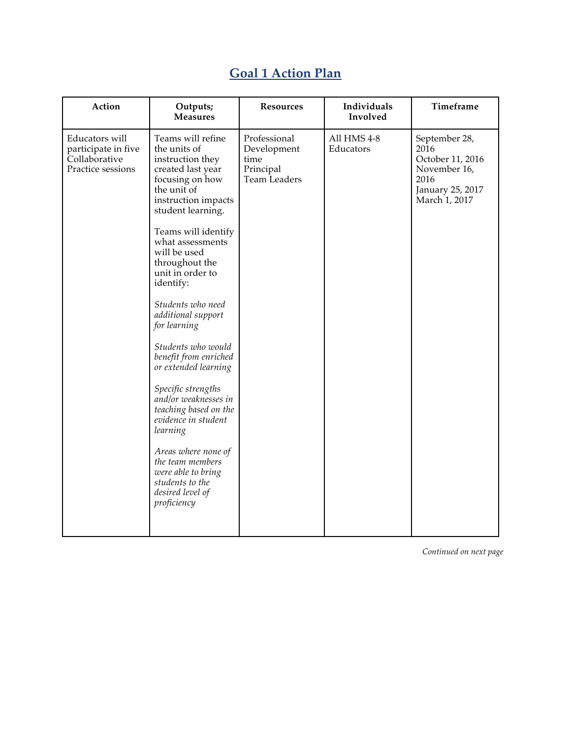## Goal 1 Action Plan

| Action | Outputs; Measures | Resources | Individuals Involved | Timeframe |
|---|---|---|---|---|
| Educators will participate in five Collaborative Practice sessions | Teams will refine the units of instruction they created last year focusing on how the unit of instruction impacts student learning.<br><br>Teams will identify what assessments will be used throughout the unit in order to identify:<br><br>*Students who need additional support for learning*<br><br>*Students who would benefit from enriched or extended learning*<br><br>*Specific strengths and/or weaknesses in teaching based on the evidence in student learning*<br><br>*Areas where none of the team members were able to bring students to the desired level of proficiency* | Professional Development time<br>Principal<br>Team Leaders | All HMS 4-8 Educators | September 28, 2016<br>October 11, 2016<br>November 16, 2016<br>January 25, 2017<br>March 1, 2017 |

*Continued on next page*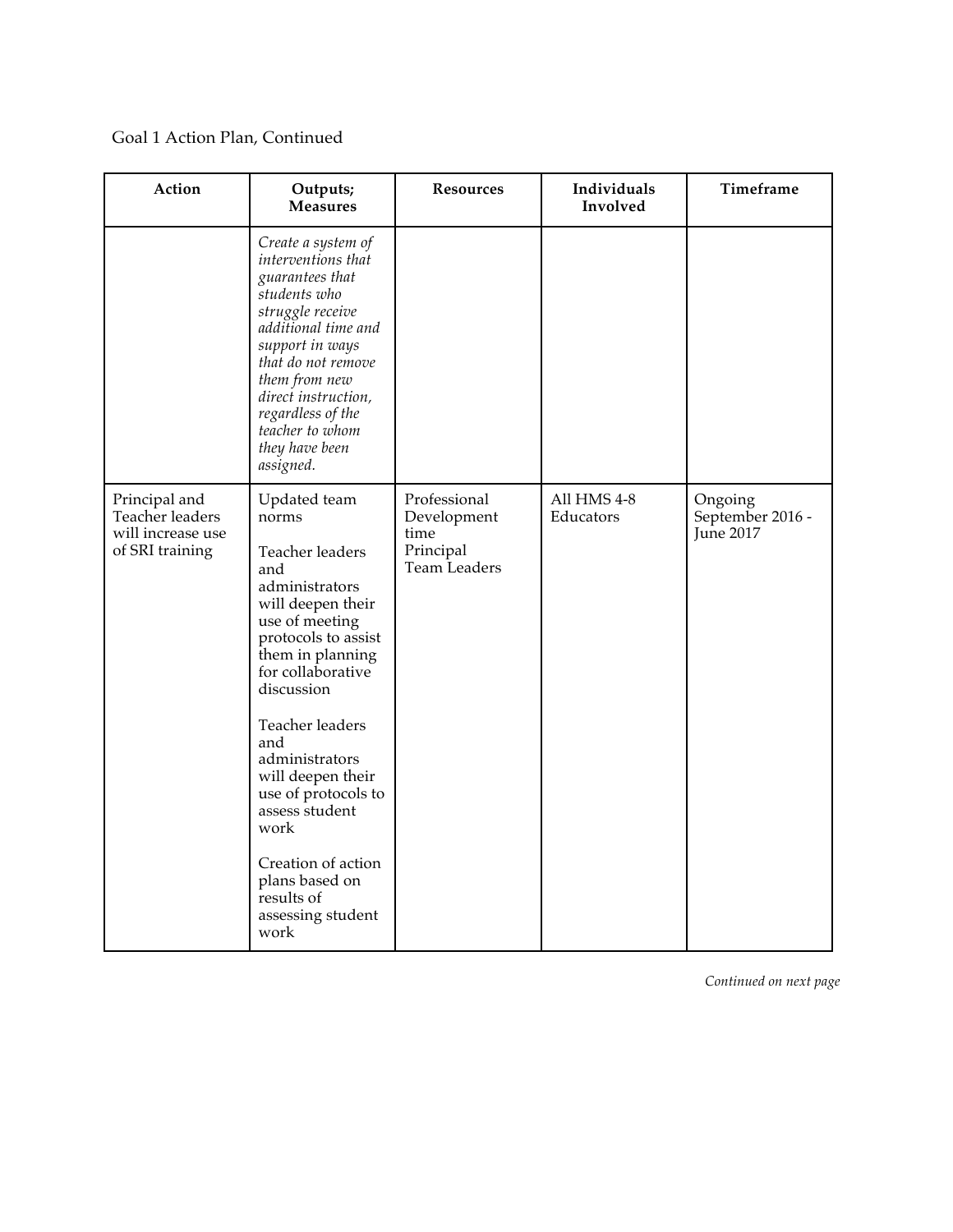Goal 1 Action Plan, Continued

| Action | Outputs; Measures | Resources | Individuals Involved | Timeframe |
|---|---|---|---|---|
| | *Create a system of interventions that guarantees that students who struggle receive additional time and support in ways that do not remove them from new direct instruction, regardless of the teacher to whom they have been assigned.* | | | |
| Principal and Teacher leaders will increase use of SRI training | Updated team norms<br><br>Teacher leaders and administrators will deepen their use of meeting protocols to assist them in planning for collaborative discussion<br><br>Teacher leaders and administrators will deepen their use of protocols to assess student work<br><br>Creation of action plans based on results of assessing student work | Professional Development time<br>Principal<br>Team Leaders | All HMS 4-8 Educators | Ongoing September 2016 - June 2017 |

*Continued on next page*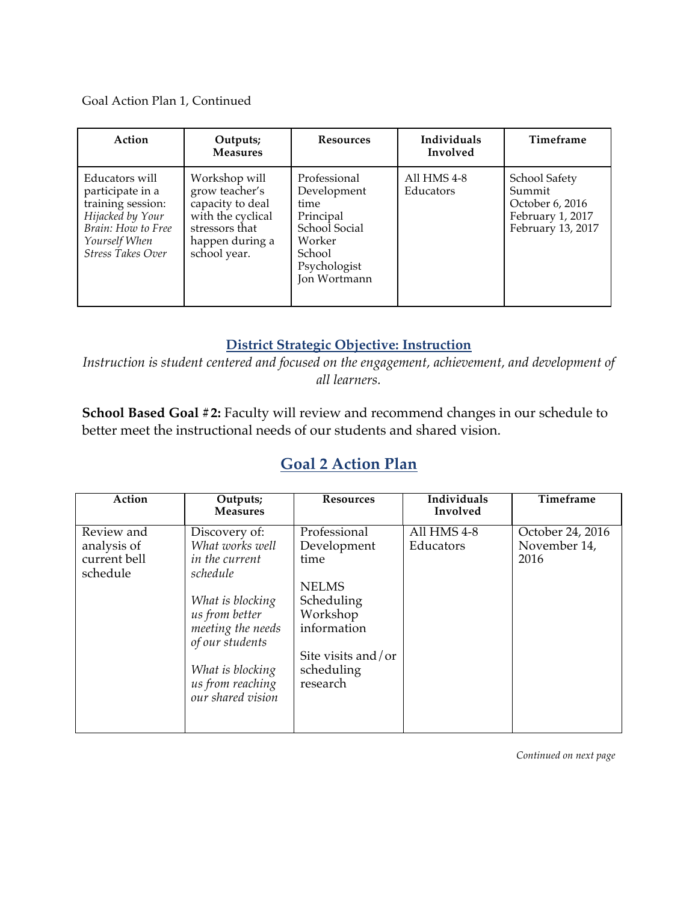Goal Action Plan 1, Continued

| Action | Outputs; Measures | Resources | Individuals Involved | Timeframe |
|---|---|---|---|---|
| Educators will participate in a training session: *Hijacked by Your Brain: How to Free Yourself When Stress Takes Over* | Workshop will grow teacher's capacity to deal with the cyclical stressors that happen during a school year. | Professional Development time<br>Principal<br>School Social Worker<br>School Psychologist<br>Jon Wortmann | All HMS 4-8 Educators | School Safety Summit<br>October 6, 2016<br>February 1, 2017<br>February 13, 2017 |

## District Strategic Objective: Instruction

*Instruction is student centered and focused on the engagement, achievement, and development of all learners.*

**School Based Goal #2:** Faculty will review and recommend changes in our schedule to better meet the instructional needs of our students and shared vision.

## Goal 2 Action Plan

| Action | Outputs; Measures | Resources | Individuals Involved | Timeframe |
|---|---|---|---|---|
| Review and analysis of current bell schedule | Discovery of:<br>*What works well in the current schedule*<br><br>*What is blocking us from better meeting the needs of our students*<br><br>*What is blocking us from reaching our shared vision* | Professional Development time<br><br>NELMS Scheduling Workshop information<br><br>Site visits and/or scheduling research | All HMS 4-8 Educators | October 24, 2016<br>November 14, 2016 |

*Continued on next page*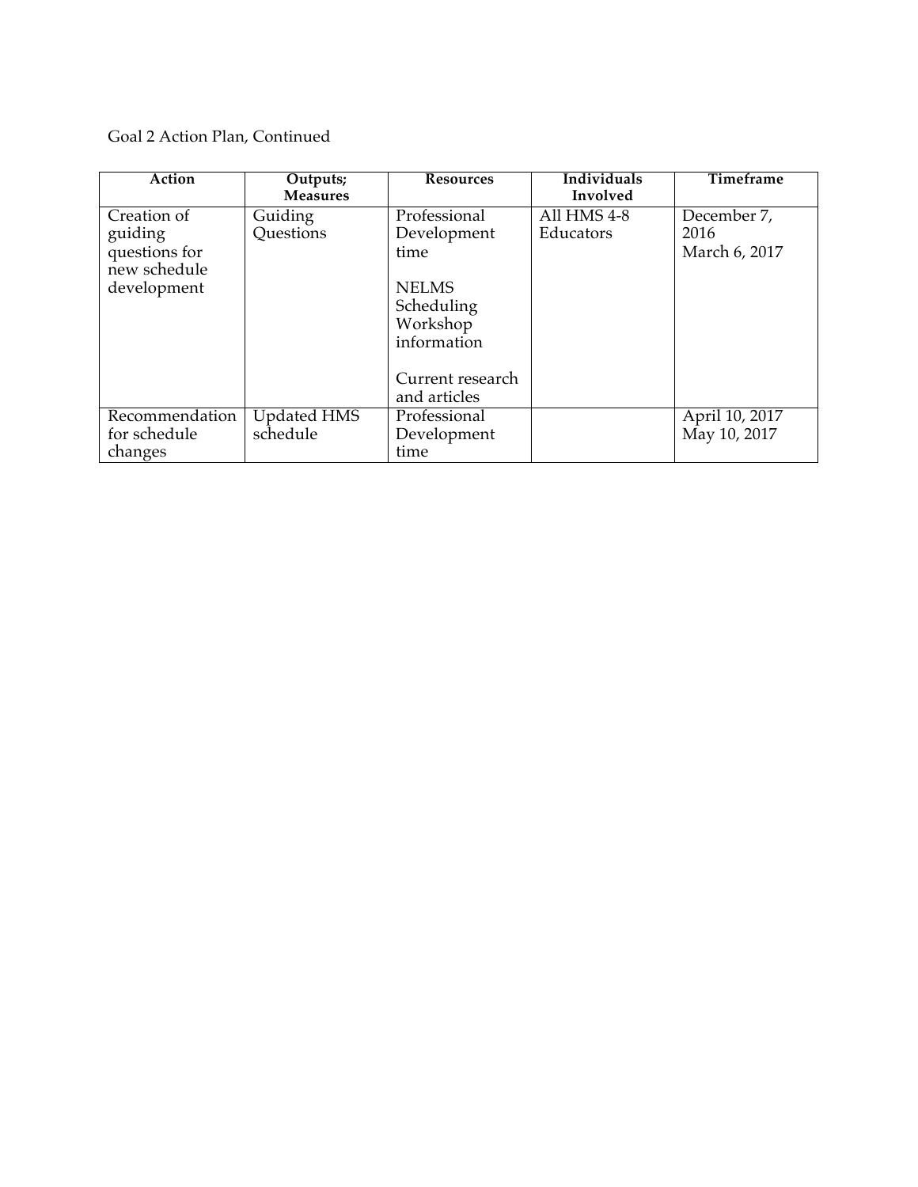Goal 2 Action Plan, Continued

| Action | Outputs; Measures | Resources | Individuals Involved | Timeframe |
|---|---|---|---|---|
| Creation of guiding questions for new schedule development | Guiding Questions | Professional Development time<br><br>NELMS Scheduling Workshop information<br><br>Current research and articles | All HMS 4-8 Educators | December 7, 2016<br>March 6, 2017 |
| Recommendation for schedule changes | Updated HMS schedule | Professional Development time | | April 10, 2017<br>May 10, 2017 |